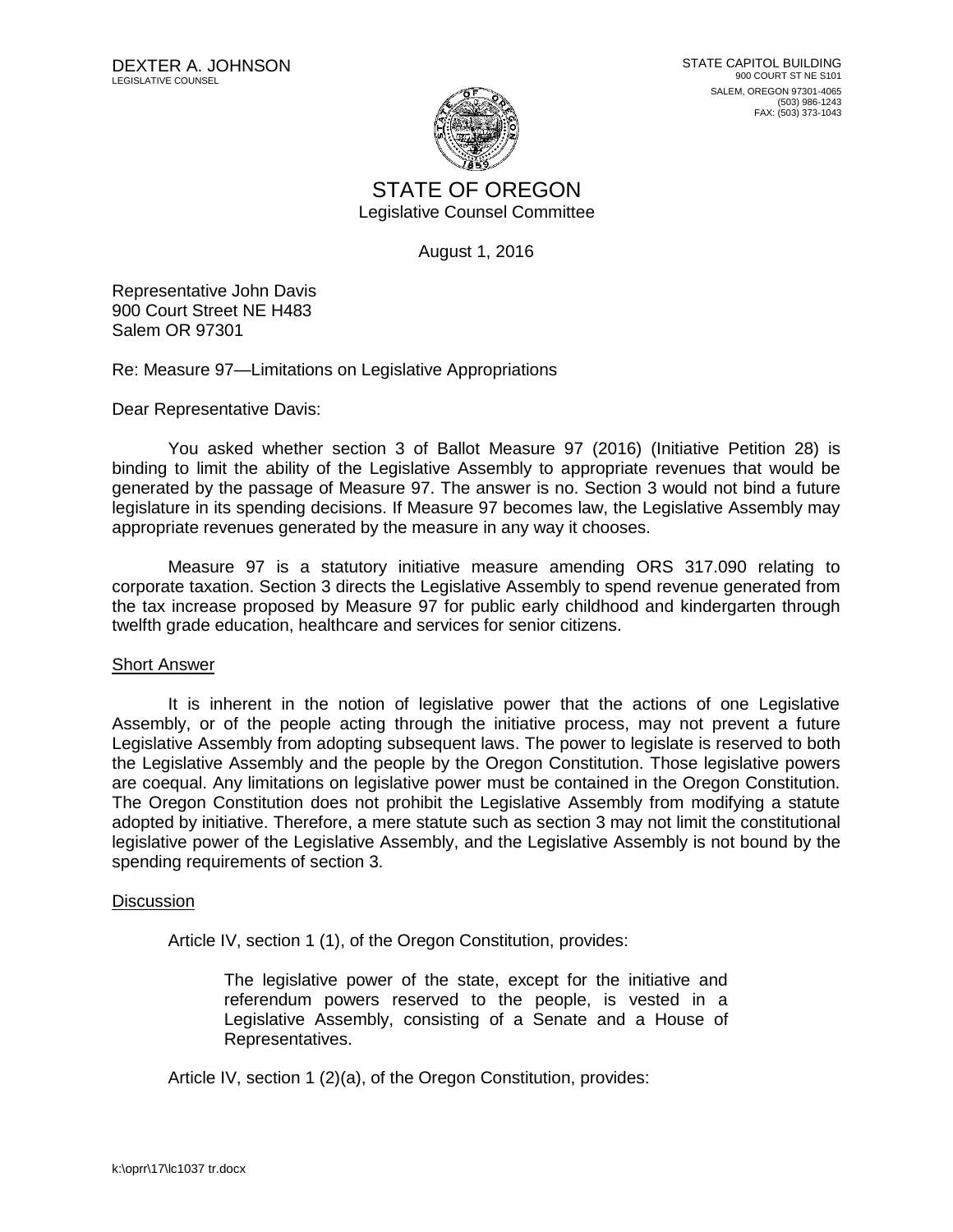DEXTER A. JOHNSON
LEGISLATIVE COUNSEL

STATE CAPITOL BUILDING
900 COURT ST NE S101
SALEM, OREGON 97301-4065
(503) 986-1243
FAX: (503) 373-1043

STATE OF OREGON
Legislative Counsel Committee

August 1, 2016

Representative John Davis
900 Court Street NE H483
Salem OR 97301

Re: Measure 97—Limitations on Legislative Appropriations

Dear Representative Davis:

You asked whether section 3 of Ballot Measure 97 (2016) (Initiative Petition 28) is binding to limit the ability of the Legislative Assembly to appropriate revenues that would be generated by the passage of Measure 97. The answer is no. Section 3 would not bind a future legislature in its spending decisions. If Measure 97 becomes law, the Legislative Assembly may appropriate revenues generated by the measure in any way it chooses.

Measure 97 is a statutory initiative measure amending ORS 317.090 relating to corporate taxation. Section 3 directs the Legislative Assembly to spend revenue generated from the tax increase proposed by Measure 97 for public early childhood and kindergarten through twelfth grade education, healthcare and services for senior citizens.

<u>Short Answer</u>

It is inherent in the notion of legislative power that the actions of one Legislative Assembly, or of the people acting through the initiative process, may not prevent a future Legislative Assembly from adopting subsequent laws. The power to legislate is reserved to both the Legislative Assembly and the people by the Oregon Constitution. Those legislative powers are coequal. Any limitations on legislative power must be contained in the Oregon Constitution. The Oregon Constitution does not prohibit the Legislative Assembly from modifying a statute adopted by initiative. Therefore, a mere statute such as section 3 may not limit the constitutional legislative power of the Legislative Assembly, and the Legislative Assembly is not bound by the spending requirements of section 3.

<u>Discussion</u>

Article IV, section 1 (1), of the Oregon Constitution, provides:

> The legislative power of the state, except for the initiative and referendum powers reserved to the people, is vested in a Legislative Assembly, consisting of a Senate and a House of Representatives.

Article IV, section 1 (2)(a), of the Oregon Constitution, provides:

k:\oprr\17\lc1037 tr.docx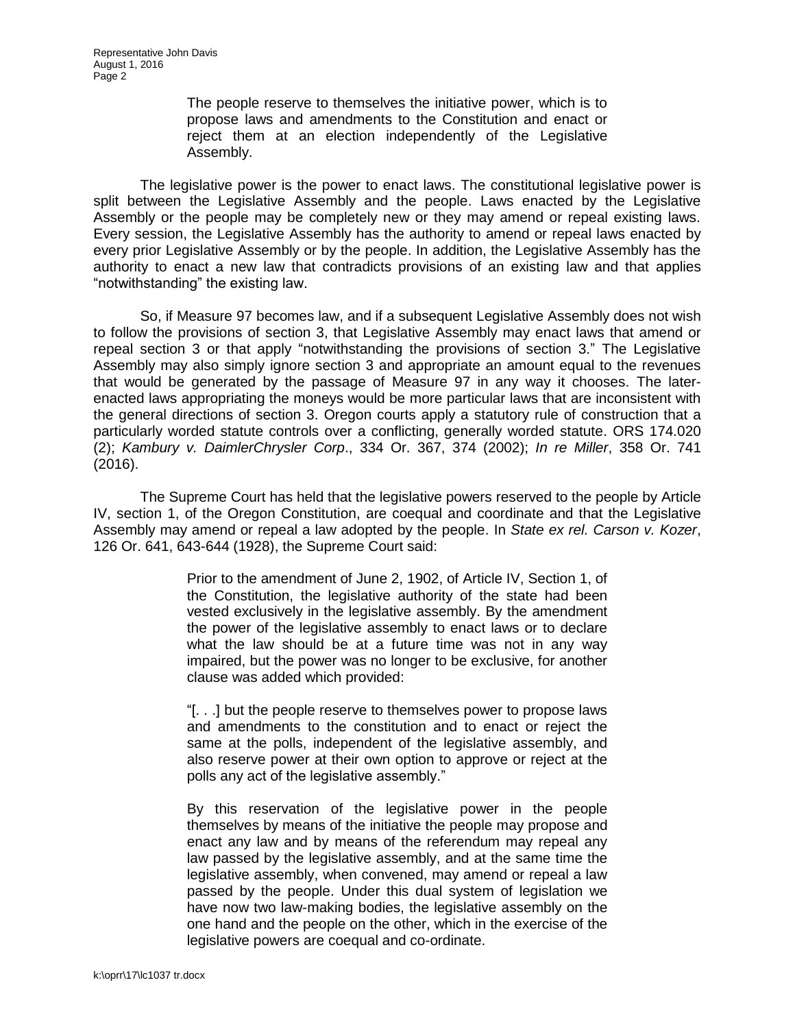> The people reserve to themselves the initiative power, which is to propose laws and amendments to the Constitution and enact or reject them at an election independently of the Legislative Assembly.

The legislative power is the power to enact laws. The constitutional legislative power is split between the Legislative Assembly and the people. Laws enacted by the Legislative Assembly or the people may be completely new or they may amend or repeal existing laws. Every session, the Legislative Assembly has the authority to amend or repeal laws enacted by every prior Legislative Assembly or by the people. In addition, the Legislative Assembly has the authority to enact a new law that contradicts provisions of an existing law and that applies "notwithstanding" the existing law.

So, if Measure 97 becomes law, and if a subsequent Legislative Assembly does not wish to follow the provisions of section 3, that Legislative Assembly may enact laws that amend or repeal section 3 or that apply "notwithstanding the provisions of section 3." The Legislative Assembly may also simply ignore section 3 and appropriate an amount equal to the revenues that would be generated by the passage of Measure 97 in any way it chooses. The later-enacted laws appropriating the moneys would be more particular laws that are inconsistent with the general directions of section 3. Oregon courts apply a statutory rule of construction that a particularly worded statute controls over a conflicting, generally worded statute. ORS 174.020 (2); *Kambury v. DaimlerChrysler Corp*., 334 Or. 367, 374 (2002); *In re Miller*, 358 Or. 741 (2016).

The Supreme Court has held that the legislative powers reserved to the people by Article IV, section 1, of the Oregon Constitution, are coequal and coordinate and that the Legislative Assembly may amend or repeal a law adopted by the people. In *State ex rel. Carson v. Kozer*, 126 Or. 641, 643-644 (1928), the Supreme Court said:

> Prior to the amendment of June 2, 1902, of Article IV, Section 1, of the Constitution, the legislative authority of the state had been vested exclusively in the legislative assembly. By the amendment the power of the legislative assembly to enact laws or to declare what the law should be at a future time was not in any way impaired, but the power was no longer to be exclusive, for another clause was added which provided:
>
> "[. . .] but the people reserve to themselves power to propose laws and amendments to the constitution and to enact or reject the same at the polls, independent of the legislative assembly, and also reserve power at their own option to approve or reject at the polls any act of the legislative assembly."
>
> By this reservation of the legislative power in the people themselves by means of the initiative the people may propose and enact any law and by means of the referendum may repeal any law passed by the legislative assembly, and at the same time the legislative assembly, when convened, may amend or repeal a law passed by the people. Under this dual system of legislation we have now two law-making bodies, the legislative assembly on the one hand and the people on the other, which in the exercise of the legislative powers are coequal and co-ordinate.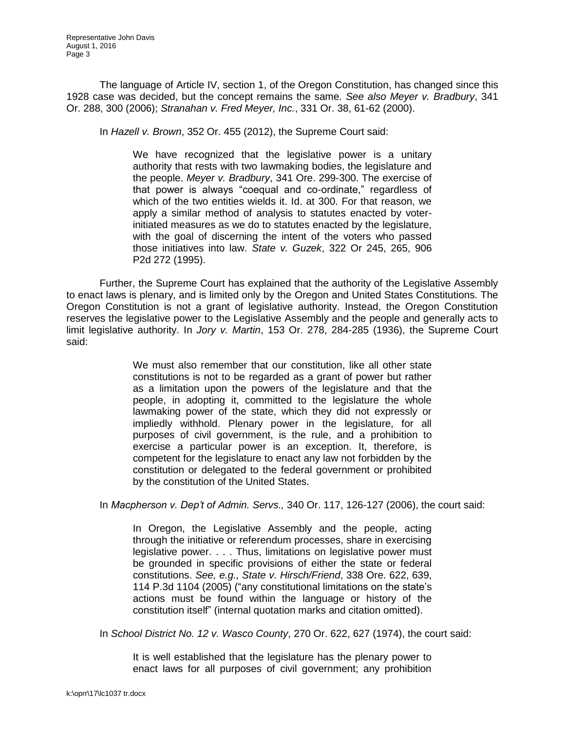The language of Article IV, section 1, of the Oregon Constitution, has changed since this 1928 case was decided, but the concept remains the same. *See also Meyer v. Bradbury*, 341 Or. 288, 300 (2006); *Stranahan v. Fred Meyer, Inc.*, 331 Or. 38, 61-62 (2000).

In *Hazell v. Brown*, 352 Or. 455 (2012), the Supreme Court said:

> We have recognized that the legislative power is a unitary authority that rests with two lawmaking bodies, the legislature and the people. *Meyer v. Bradbury*, 341 Ore. 299-300. The exercise of that power is always "coequal and co-ordinate," regardless of which of the two entities wields it. Id. at 300. For that reason, we apply a similar method of analysis to statutes enacted by voter-initiated measures as we do to statutes enacted by the legislature, with the goal of discerning the intent of the voters who passed those initiatives into law. *State v. Guzek*, 322 Or 245, 265, 906 P2d 272 (1995).

Further, the Supreme Court has explained that the authority of the Legislative Assembly to enact laws is plenary, and is limited only by the Oregon and United States Constitutions. The Oregon Constitution is not a grant of legislative authority. Instead, the Oregon Constitution reserves the legislative power to the Legislative Assembly and the people and generally acts to limit legislative authority. In *Jory v. Martin*, 153 Or. 278, 284-285 (1936), the Supreme Court said:

> We must also remember that our constitution, like all other state constitutions is not to be regarded as a grant of power but rather as a limitation upon the powers of the legislature and that the people, in adopting it, committed to the legislature the whole lawmaking power of the state, which they did not expressly or impliedly withhold. Plenary power in the legislature, for all purposes of civil government, is the rule, and a prohibition to exercise a particular power is an exception. It, therefore, is competent for the legislature to enact any law not forbidden by the constitution or delegated to the federal government or prohibited by the constitution of the United States.

In *Macpherson v. Dep't of Admin. Servs.,* 340 Or. 117, 126-127 (2006), the court said:

> In Oregon, the Legislative Assembly and the people, acting through the initiative or referendum processes, share in exercising legislative power. . . . Thus, limitations on legislative power must be grounded in specific provisions of either the state or federal constitutions. *See, e.g., State v. Hirsch/Friend*, 338 Ore. 622, 639, 114 P.3d 1104 (2005) ("any constitutional limitations on the state's actions must be found within the language or history of the constitution itself" (internal quotation marks and citation omitted).

In *School District No. 12 v. Wasco County*, 270 Or. 622, 627 (1974), the court said:

> It is well established that the legislature has the plenary power to enact laws for all purposes of civil government; any prohibition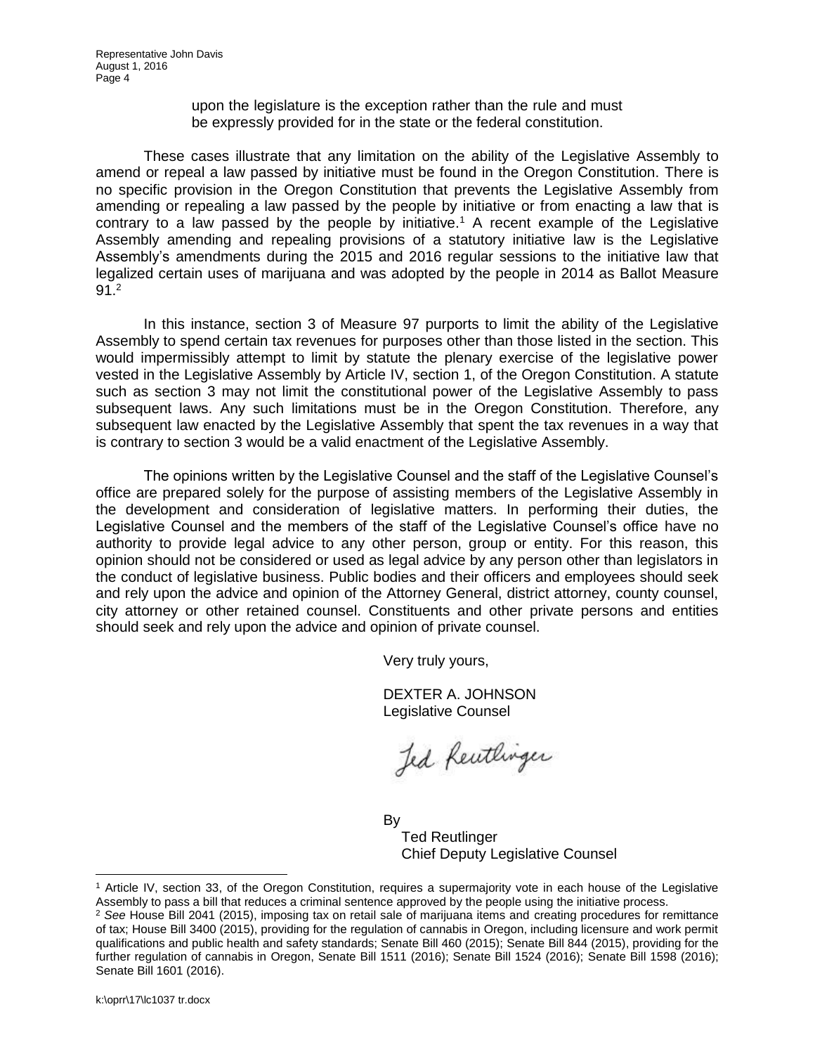upon the legislature is the exception rather than the rule and must be expressly provided for in the state or the federal constitution.

These cases illustrate that any limitation on the ability of the Legislative Assembly to amend or repeal a law passed by initiative must be found in the Oregon Constitution. There is no specific provision in the Oregon Constitution that prevents the Legislative Assembly from amending or repealing a law passed by the people by initiative or from enacting a law that is contrary to a law passed by the people by initiative.[1] A recent example of the Legislative Assembly amending and repealing provisions of a statutory initiative law is the Legislative Assembly's amendments during the 2015 and 2016 regular sessions to the initiative law that legalized certain uses of marijuana and was adopted by the people in 2014 as Ballot Measure 91.[2]

In this instance, section 3 of Measure 97 purports to limit the ability of the Legislative Assembly to spend certain tax revenues for purposes other than those listed in the section. This would impermissibly attempt to limit by statute the plenary exercise of the legislative power vested in the Legislative Assembly by Article IV, section 1, of the Oregon Constitution. A statute such as section 3 may not limit the constitutional power of the Legislative Assembly to pass subsequent laws. Any such limitations must be in the Oregon Constitution. Therefore, any subsequent law enacted by the Legislative Assembly that spent the tax revenues in a way that is contrary to section 3 would be a valid enactment of the Legislative Assembly.

The opinions written by the Legislative Counsel and the staff of the Legislative Counsel's office are prepared solely for the purpose of assisting members of the Legislative Assembly in the development and consideration of legislative matters. In performing their duties, the Legislative Counsel and the members of the staff of the Legislative Counsel's office have no authority to provide legal advice to any other person, group or entity. For this reason, this opinion should not be considered or used as legal advice by any person other than legislators in the conduct of legislative business. Public bodies and their officers and employees should seek and rely upon the advice and opinion of the Attorney General, district attorney, county counsel, city attorney or other retained counsel. Constituents and other private persons and entities should seek and rely upon the advice and opinion of private counsel.

Very truly yours,

DEXTER A. JOHNSON
Legislative Counsel

By
Ted Reutlinger
Chief Deputy Legislative Counsel

---

[1] Article IV, section 33, of the Oregon Constitution, requires a supermajority vote in each house of the Legislative Assembly to pass a bill that reduces a criminal sentence approved by the people using the initiative process.

[2] *See* House Bill 2041 (2015), imposing tax on retail sale of marijuana items and creating procedures for remittance of tax; House Bill 3400 (2015), providing for the regulation of cannabis in Oregon, including licensure and work permit qualifications and public health and safety standards; Senate Bill 460 (2015); Senate Bill 844 (2015), providing for the further regulation of cannabis in Oregon, Senate Bill 1511 (2016); Senate Bill 1524 (2016); Senate Bill 1598 (2016); Senate Bill 1601 (2016).

k:\oprr\17\lc1037 tr.docx